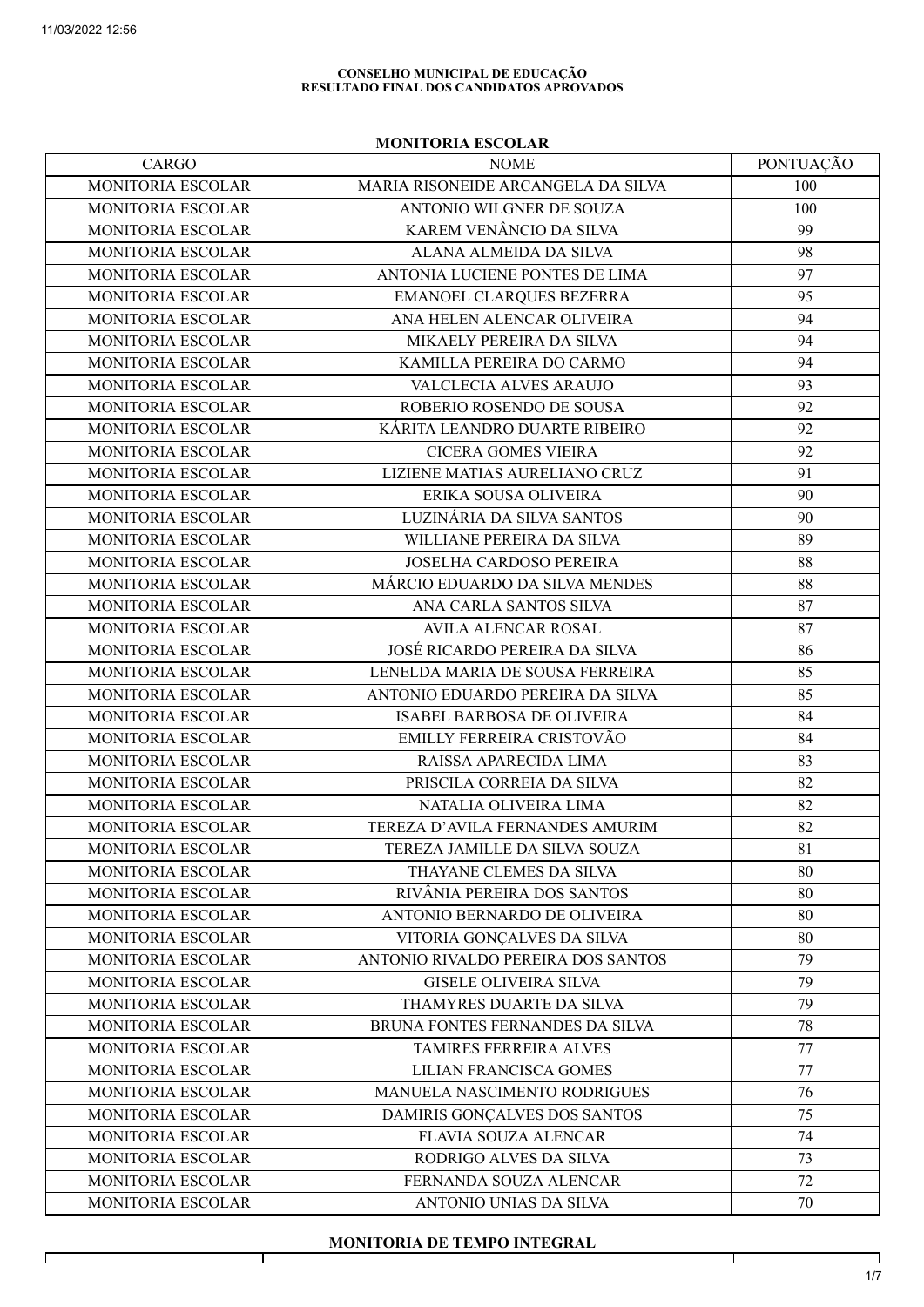**CONSELHO MUNICIPAL DE EDUCAÇÃO**
**RESULTADO FINAL DOS CANDIDATOS APROVADOS**

## MONITORIA ESCOLAR

| CARGO | NOME | PONTUAÇÃO |
|---|---|---|
| MONITORIA ESCOLAR | MARIA RISONEIDE ARCANGELA DA SILVA | 100 |
| MONITORIA ESCOLAR | ANTONIO WILGNER DE SOUZA | 100 |
| MONITORIA ESCOLAR | KAREM VENÂNCIO DA SILVA | 99 |
| MONITORIA ESCOLAR | ALANA ALMEIDA DA SILVA | 98 |
| MONITORIA ESCOLAR | ANTONIA LUCIENE PONTES DE LIMA | 97 |
| MONITORIA ESCOLAR | EMANOEL CLARQUES BEZERRA | 95 |
| MONITORIA ESCOLAR | ANA HELEN ALENCAR OLIVEIRA | 94 |
| MONITORIA ESCOLAR | MIKAELY PEREIRA DA SILVA | 94 |
| MONITORIA ESCOLAR | KAMILLA PEREIRA DO CARMO | 94 |
| MONITORIA ESCOLAR | VALCLECIA ALVES ARAUJO | 93 |
| MONITORIA ESCOLAR | ROBERIO ROSENDO DE SOUSA | 92 |
| MONITORIA ESCOLAR | KÁRITA LEANDRO DUARTE RIBEIRO | 92 |
| MONITORIA ESCOLAR | CICERA GOMES VIEIRA | 92 |
| MONITORIA ESCOLAR | LIZIENE MATIAS AURELIANO CRUZ | 91 |
| MONITORIA ESCOLAR | ERIKA SOUSA OLIVEIRA | 90 |
| MONITORIA ESCOLAR | LUZINÁRIA DA SILVA SANTOS | 90 |
| MONITORIA ESCOLAR | WILLIANE PEREIRA DA SILVA | 89 |
| MONITORIA ESCOLAR | JOSELHA CARDOSO PEREIRA | 88 |
| MONITORIA ESCOLAR | MÁRCIO EDUARDO DA SILVA MENDES | 88 |
| MONITORIA ESCOLAR | ANA CARLA SANTOS SILVA | 87 |
| MONITORIA ESCOLAR | AVILA ALENCAR ROSAL | 87 |
| MONITORIA ESCOLAR | JOSÉ RICARDO PEREIRA DA SILVA | 86 |
| MONITORIA ESCOLAR | LENELDA MARIA DE SOUSA FERREIRA | 85 |
| MONITORIA ESCOLAR | ANTONIO EDUARDO PEREIRA DA SILVA | 85 |
| MONITORIA ESCOLAR | ISABEL BARBOSA DE OLIVEIRA | 84 |
| MONITORIA ESCOLAR | EMILLY FERREIRA CRISTOVÃO | 84 |
| MONITORIA ESCOLAR | RAISSA APARECIDA LIMA | 83 |
| MONITORIA ESCOLAR | PRISCILA CORREIA DA SILVA | 82 |
| MONITORIA ESCOLAR | NATALIA OLIVEIRA LIMA | 82 |
| MONITORIA ESCOLAR | TEREZA D'AVILA FERNANDES AMURIM | 82 |
| MONITORIA ESCOLAR | TEREZA JAMILLE DA SILVA SOUZA | 81 |
| MONITORIA ESCOLAR | THAYANE CLEMES DA SILVA | 80 |
| MONITORIA ESCOLAR | RIVÂNIA PEREIRA DOS SANTOS | 80 |
| MONITORIA ESCOLAR | ANTONIO BERNARDO DE OLIVEIRA | 80 |
| MONITORIA ESCOLAR | VITORIA GONÇALVES DA SILVA | 80 |
| MONITORIA ESCOLAR | ANTONIO RIVALDO PEREIRA DOS SANTOS | 79 |
| MONITORIA ESCOLAR | GISELE OLIVEIRA SILVA | 79 |
| MONITORIA ESCOLAR | THAMYRES DUARTE DA SILVA | 79 |
| MONITORIA ESCOLAR | BRUNA FONTES FERNANDES DA SILVA | 78 |
| MONITORIA ESCOLAR | TAMIRES FERREIRA ALVES | 77 |
| MONITORIA ESCOLAR | LILIAN FRANCISCA GOMES | 77 |
| MONITORIA ESCOLAR | MANUELA NASCIMENTO RODRIGUES | 76 |
| MONITORIA ESCOLAR | DAMIRIS GONÇALVES DOS SANTOS | 75 |
| MONITORIA ESCOLAR | FLAVIA SOUZA ALENCAR | 74 |
| MONITORIA ESCOLAR | RODRIGO ALVES DA SILVA | 73 |
| MONITORIA ESCOLAR | FERNANDA SOUZA ALENCAR | 72 |
| MONITORIA ESCOLAR | ANTONIO UNIAS DA SILVA | 70 |

## MONITORIA DE TEMPO INTEGRAL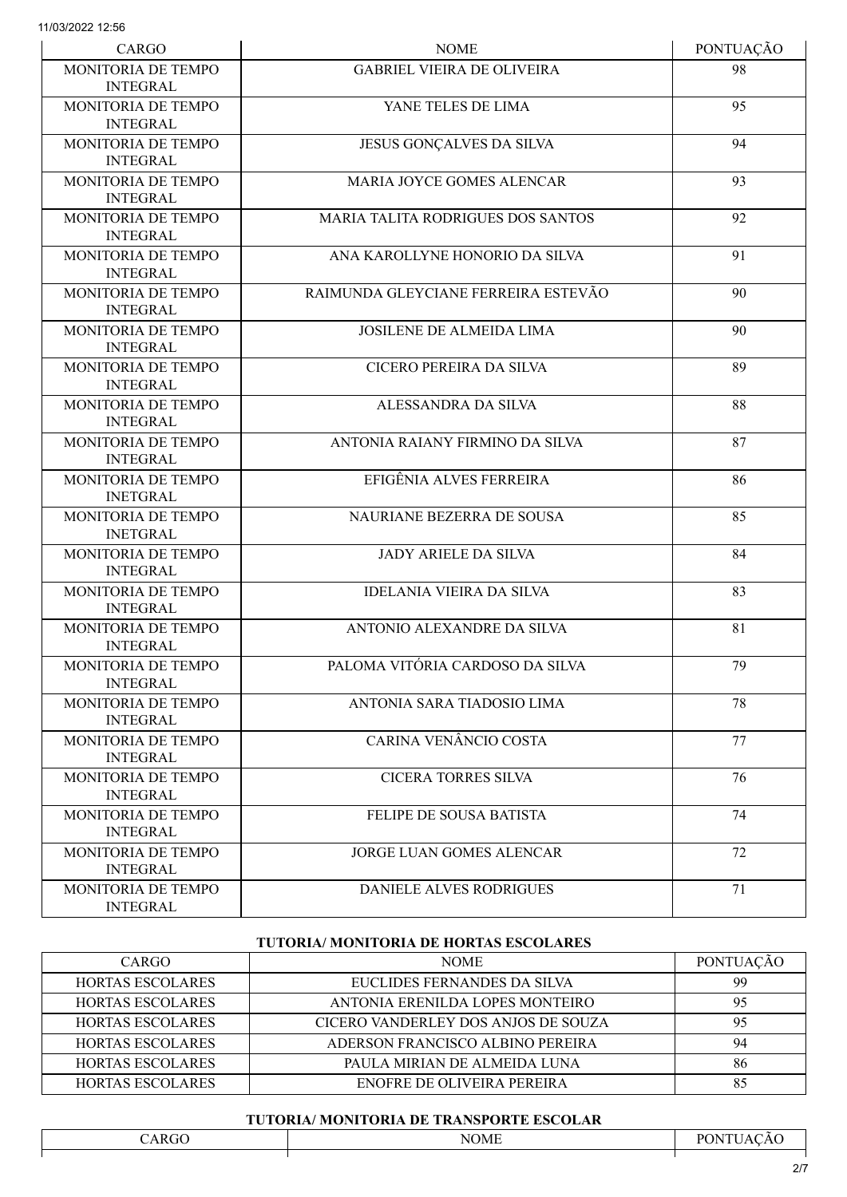| CARGO | NOME | PONTUAÇÃO |
|---|---|---|
| MONITORIA DE TEMPO INTEGRAL | GABRIEL VIEIRA DE OLIVEIRA | 98 |
| MONITORIA DE TEMPO INTEGRAL | YANE TELES DE LIMA | 95 |
| MONITORIA DE TEMPO INTEGRAL | JESUS GONÇALVES DA SILVA | 94 |
| MONITORIA DE TEMPO INTEGRAL | MARIA JOYCE GOMES ALENCAR | 93 |
| MONITORIA DE TEMPO INTEGRAL | MARIA TALITA RODRIGUES DOS SANTOS | 92 |
| MONITORIA DE TEMPO INTEGRAL | ANA KAROLLYNE HONORIO DA SILVA | 91 |
| MONITORIA DE TEMPO INTEGRAL | RAIMUNDA GLEYCIANE FERREIRA ESTEVÃO | 90 |
| MONITORIA DE TEMPO INTEGRAL | JOSILENE DE ALMEIDA LIMA | 90 |
| MONITORIA DE TEMPO INTEGRAL | CICERO PEREIRA DA SILVA | 89 |
| MONITORIA DE TEMPO INTEGRAL | ALESSANDRA DA SILVA | 88 |
| MONITORIA DE TEMPO INTEGRAL | ANTONIA RAIANY FIRMINO DA SILVA | 87 |
| MONITORIA DE TEMPO INETGRAL | EFIGÊNIA ALVES FERREIRA | 86 |
| MONITORIA DE TEMPO INETGRAL | NAURIANE BEZERRA DE SOUSA | 85 |
| MONITORIA DE TEMPO INTEGRAL | JADY ARIELE DA SILVA | 84 |
| MONITORIA DE TEMPO INTEGRAL | IDELANIA VIEIRA DA SILVA | 83 |
| MONITORIA DE TEMPO INTEGRAL | ANTONIO ALEXANDRE DA SILVA | 81 |
| MONITORIA DE TEMPO INTEGRAL | PALOMA VITÓRIA CARDOSO DA SILVA | 79 |
| MONITORIA DE TEMPO INTEGRAL | ANTONIA SARA TIADOSIO LIMA | 78 |
| MONITORIA DE TEMPO INTEGRAL | CARINA VENÂNCIO COSTA | 77 |
| MONITORIA DE TEMPO INTEGRAL | CICERA TORRES SILVA | 76 |
| MONITORIA DE TEMPO INTEGRAL | FELIPE DE SOUSA BATISTA | 74 |
| MONITORIA DE TEMPO INTEGRAL | JORGE LUAN GOMES ALENCAR | 72 |
| MONITORIA DE TEMPO INTEGRAL | DANIELE ALVES RODRIGUES | 71 |

**TUTORIA/ MONITORIA DE HORTAS ESCOLARES**

| CARGO | NOME | PONTUAÇÃO |
|---|---|---|
| HORTAS ESCOLARES | EUCLIDES FERNANDES DA SILVA | 99 |
| HORTAS ESCOLARES | ANTONIA ERENILDA LOPES MONTEIRO | 95 |
| HORTAS ESCOLARES | CICERO VANDERLEY DOS ANJOS DE SOUZA | 95 |
| HORTAS ESCOLARES | ADERSON FRANCISCO ALBINO PEREIRA | 94 |
| HORTAS ESCOLARES | PAULA MIRIAN DE ALMEIDA LUNA | 86 |
| HORTAS ESCOLARES | ENOFRE DE OLIVEIRA PEREIRA | 85 |

**TUTORIA/ MONITORIA DE TRANSPORTE ESCOLAR**

| CARGO | NOME | PONTUAÇÃO |
|---|---|---|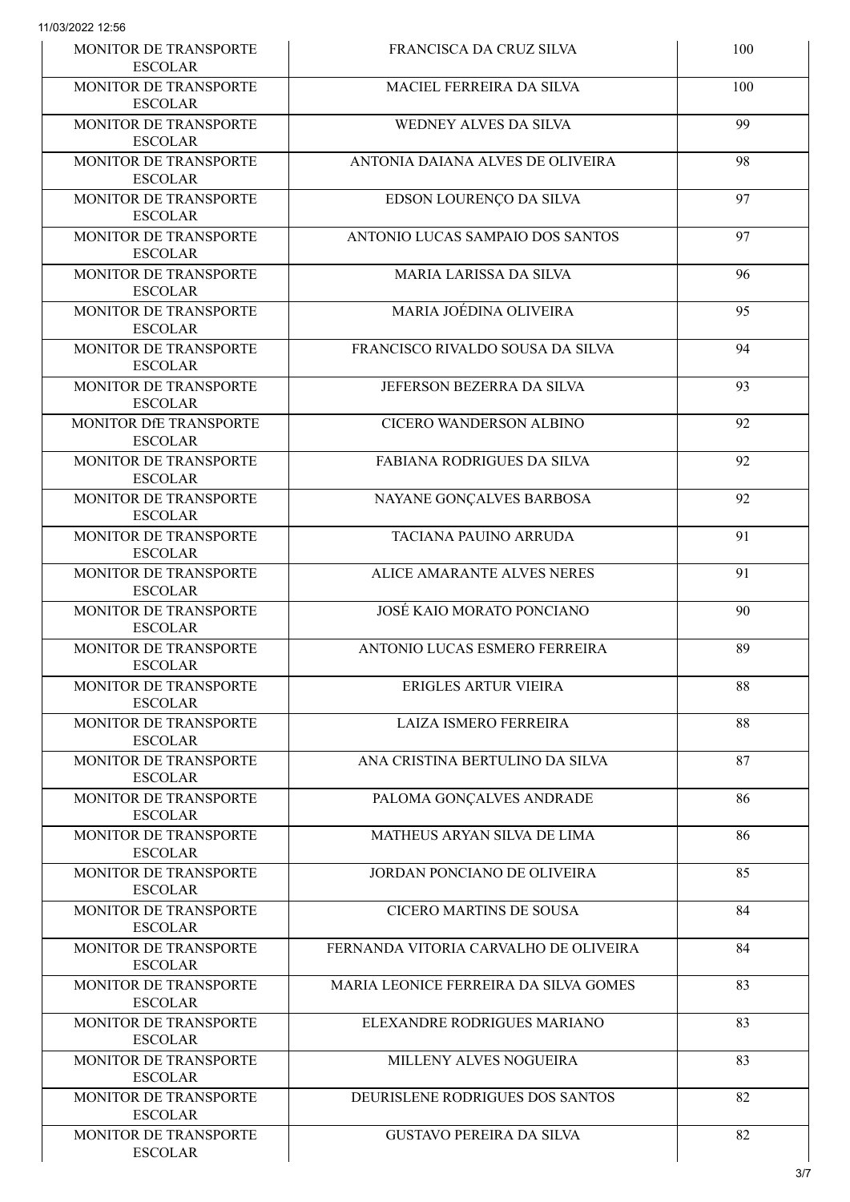| MONITOR DE TRANSPORTE ESCOLAR | FRANCISCA DA CRUZ SILVA | 100 |
|---|---|---|
| MONITOR DE TRANSPORTE ESCOLAR | MACIEL FERREIRA DA SILVA | 100 |
| MONITOR DE TRANSPORTE ESCOLAR | WEDNEY ALVES DA SILVA | 99 |
| MONITOR DE TRANSPORTE ESCOLAR | ANTONIA DAIANA ALVES DE OLIVEIRA | 98 |
| MONITOR DE TRANSPORTE ESCOLAR | EDSON LOURENÇO DA SILVA | 97 |
| MONITOR DE TRANSPORTE ESCOLAR | ANTONIO LUCAS SAMPAIO DOS SANTOS | 97 |
| MONITOR DE TRANSPORTE ESCOLAR | MARIA LARISSA DA SILVA | 96 |
| MONITOR DE TRANSPORTE ESCOLAR | MARIA JOÉDINA OLIVEIRA | 95 |
| MONITOR DE TRANSPORTE ESCOLAR | FRANCISCO RIVALDO SOUSA DA SILVA | 94 |
| MONITOR DE TRANSPORTE ESCOLAR | JEFERSON BEZERRA DA SILVA | 93 |
| MONITOR DfE TRANSPORTE ESCOLAR | CICERO WANDERSON ALBINO | 92 |
| MONITOR DE TRANSPORTE ESCOLAR | FABIANA RODRIGUES DA SILVA | 92 |
| MONITOR DE TRANSPORTE ESCOLAR | NAYANE GONÇALVES BARBOSA | 92 |
| MONITOR DE TRANSPORTE ESCOLAR | TACIANA PAUINO ARRUDA | 91 |
| MONITOR DE TRANSPORTE ESCOLAR | ALICE AMARANTE ALVES NERES | 91 |
| MONITOR DE TRANSPORTE ESCOLAR | JOSÉ KAIO MORATO PONCIANO | 90 |
| MONITOR DE TRANSPORTE ESCOLAR | ANTONIO LUCAS ESMERO FERREIRA | 89 |
| MONITOR DE TRANSPORTE ESCOLAR | ERIGLES ARTUR VIEIRA | 88 |
| MONITOR DE TRANSPORTE ESCOLAR | LAIZA ISMERO FERREIRA | 88 |
| MONITOR DE TRANSPORTE ESCOLAR | ANA CRISTINA BERTULINO DA SILVA | 87 |
| MONITOR DE TRANSPORTE ESCOLAR | PALOMA GONÇALVES ANDRADE | 86 |
| MONITOR DE TRANSPORTE ESCOLAR | MATHEUS ARYAN SILVA DE LIMA | 86 |
| MONITOR DE TRANSPORTE ESCOLAR | JORDAN PONCIANO DE OLIVEIRA | 85 |
| MONITOR DE TRANSPORTE ESCOLAR | CICERO MARTINS DE SOUSA | 84 |
| MONITOR DE TRANSPORTE ESCOLAR | FERNANDA VITORIA CARVALHO DE OLIVEIRA | 84 |
| MONITOR DE TRANSPORTE ESCOLAR | MARIA LEONICE FERREIRA DA SILVA GOMES | 83 |
| MONITOR DE TRANSPORTE ESCOLAR | ELEXANDRE RODRIGUES MARIANO | 83 |
| MONITOR DE TRANSPORTE ESCOLAR | MILLENY ALVES NOGUEIRA | 83 |
| MONITOR DE TRANSPORTE ESCOLAR | DEURISLENE RODRIGUES DOS SANTOS | 82 |
| MONITOR DE TRANSPORTE ESCOLAR | GUSTAVO PEREIRA DA SILVA | 82 |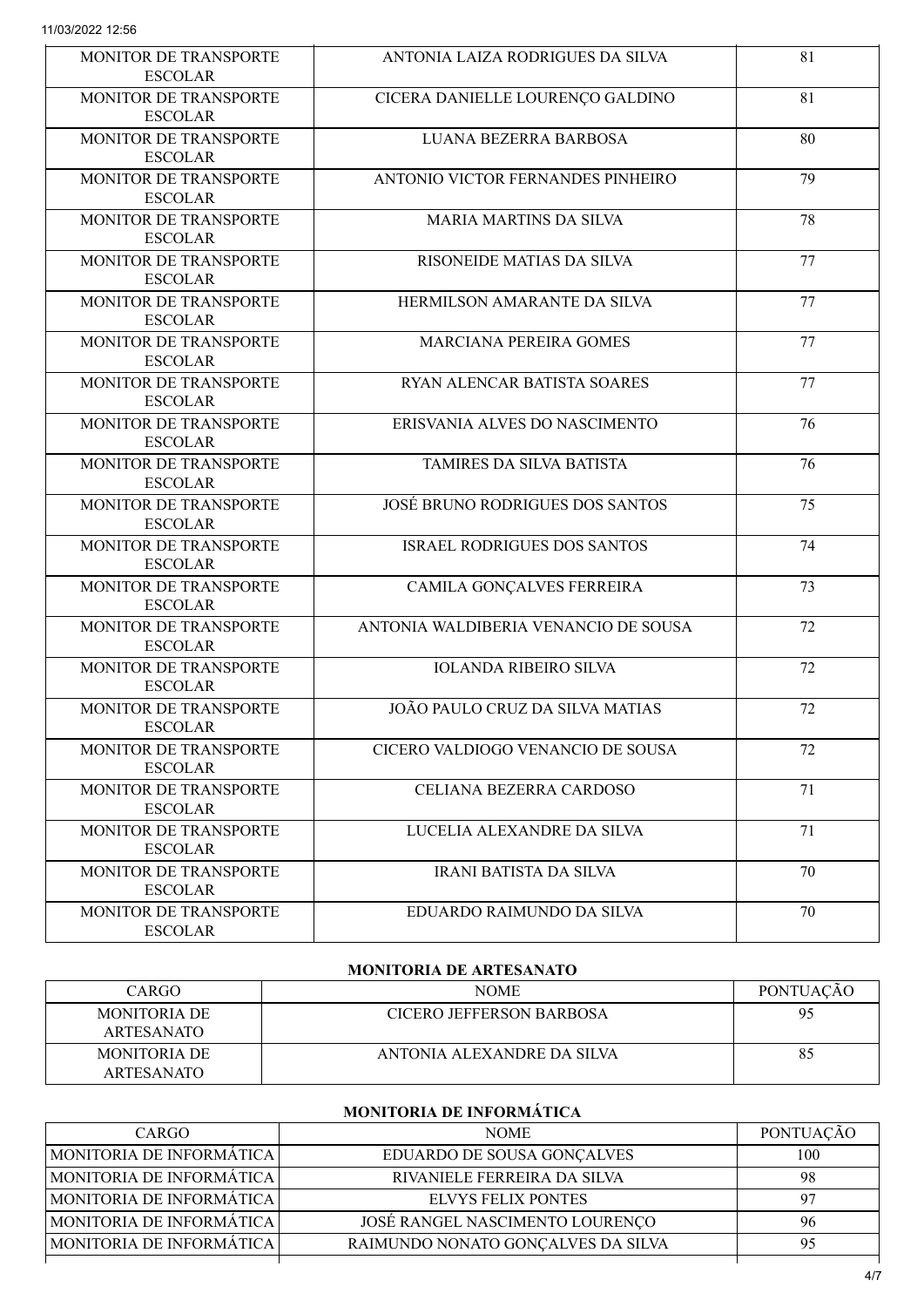| MONITOR DE TRANSPORTE ESCOLAR | ANTONIA LAIZA RODRIGUES DA SILVA | 81 |
|---|---|---|
| MONITOR DE TRANSPORTE ESCOLAR | CICERA DANIELLE LOURENÇO GALDINO | 81 |
| MONITOR DE TRANSPORTE ESCOLAR | LUANA BEZERRA BARBOSA | 80 |
| MONITOR DE TRANSPORTE ESCOLAR | ANTONIO VICTOR FERNANDES PINHEIRO | 79 |
| MONITOR DE TRANSPORTE ESCOLAR | MARIA MARTINS DA SILVA | 78 |
| MONITOR DE TRANSPORTE ESCOLAR | RISONEIDE MATIAS DA SILVA | 77 |
| MONITOR DE TRANSPORTE ESCOLAR | HERMILSON AMARANTE DA SILVA | 77 |
| MONITOR DE TRANSPORTE ESCOLAR | MARCIANA PEREIRA GOMES | 77 |
| MONITOR DE TRANSPORTE ESCOLAR | RYAN ALENCAR BATISTA SOARES | 77 |
| MONITOR DE TRANSPORTE ESCOLAR | ERISVANIA ALVES DO NASCIMENTO | 76 |
| MONITOR DE TRANSPORTE ESCOLAR | TAMIRES DA SILVA BATISTA | 76 |
| MONITOR DE TRANSPORTE ESCOLAR | JOSÉ BRUNO RODRIGUES DOS SANTOS | 75 |
| MONITOR DE TRANSPORTE ESCOLAR | ISRAEL RODRIGUES DOS SANTOS | 74 |
| MONITOR DE TRANSPORTE ESCOLAR | CAMILA GONÇALVES FERREIRA | 73 |
| MONITOR DE TRANSPORTE ESCOLAR | ANTONIA WALDIBERIA VENANCIO DE SOUSA | 72 |
| MONITOR DE TRANSPORTE ESCOLAR | IOLANDA RIBEIRO SILVA | 72 |
| MONITOR DE TRANSPORTE ESCOLAR | JOÃO PAULO CRUZ DA SILVA MATIAS | 72 |
| MONITOR DE TRANSPORTE ESCOLAR | CICERO VALDIOGO VENANCIO DE SOUSA | 72 |
| MONITOR DE TRANSPORTE ESCOLAR | CELIANA BEZERRA CARDOSO | 71 |
| MONITOR DE TRANSPORTE ESCOLAR | LUCELIA ALEXANDRE DA SILVA | 71 |
| MONITOR DE TRANSPORTE ESCOLAR | IRANI BATISTA DA SILVA | 70 |
| MONITOR DE TRANSPORTE ESCOLAR | EDUARDO RAIMUNDO DA SILVA | 70 |

**MONITORIA DE ARTESANATO**

| CARGO | NOME | PONTUAÇÃO |
|---|---|---|
| MONITORIA DE ARTESANATO | CICERO JEFFERSON BARBOSA | 95 |
| MONITORIA DE ARTESANATO | ANTONIA ALEXANDRE DA SILVA | 85 |

**MONITORIA DE INFORMÁTICA**

| CARGO | NOME | PONTUAÇÃO |
|---|---|---|
| MONITORIA DE INFORMÁTICA | EDUARDO DE SOUSA GONÇALVES | 100 |
| MONITORIA DE INFORMÁTICA | RIVANIELE FERREIRA DA SILVA | 98 |
| MONITORIA DE INFORMÁTICA | ELVYS FELIX PONTES | 97 |
| MONITORIA DE INFORMÁTICA | JOSÉ RANGEL NASCIMENTO LOURENÇO | 96 |
| MONITORIA DE INFORMÁTICA | RAIMUNDO NONATO GONÇALVES DA SILVA | 95 |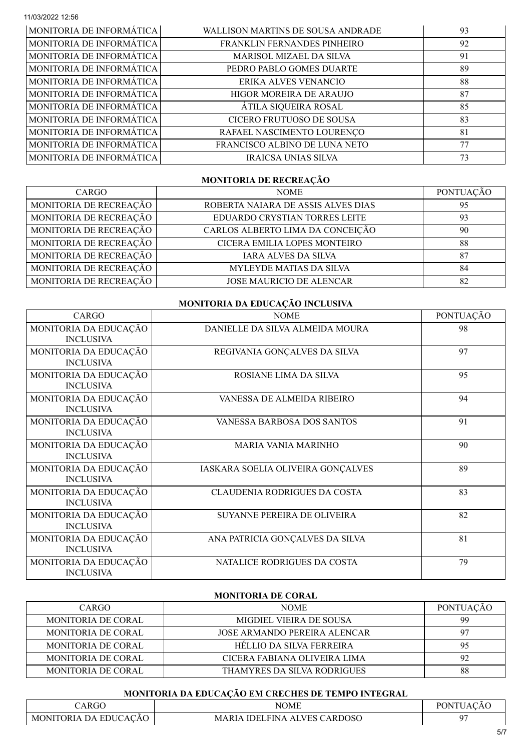| MONITORIA DE INFORMÁTICA | WALLISON MARTINS DE SOUSA ANDRADE | 93 |
|---|---|---|
| MONITORIA DE INFORMÁTICA | FRANKLIN FERNANDES PINHEIRO | 92 |
| MONITORIA DE INFORMÁTICA | MARISOL MIZAEL DA SILVA | 91 |
| MONITORIA DE INFORMÁTICA | PEDRO PABLO GOMES DUARTE | 89 |
| MONITORIA DE INFORMÁTICA | ERIKA ALVES VENANCIO | 88 |
| MONITORIA DE INFORMÁTICA | HIGOR MOREIRA DE ARAUJO | 87 |
| MONITORIA DE INFORMÁTICA | ÁTILA SIQUEIRA ROSAL | 85 |
| MONITORIA DE INFORMÁTICA | CICERO FRUTUOSO DE SOUSA | 83 |
| MONITORIA DE INFORMÁTICA | RAFAEL NASCIMENTO LOURENÇO | 81 |
| MONITORIA DE INFORMÁTICA | FRANCISCO ALBINO DE LUNA NETO | 77 |
| MONITORIA DE INFORMÁTICA | IRAICSA UNIAS SILVA | 73 |

**MONITORIA DE RECREAÇÃO**

| CARGO | NOME | PONTUAÇÃO |
|---|---|---|
| MONITORIA DE RECREAÇÃO | ROBERTA NAIARA DE ASSIS ALVES DIAS | 95 |
| MONITORIA DE RECREAÇÃO | EDUARDO CRYSTIAN TORRES LEITE | 93 |
| MONITORIA DE RECREAÇÃO | CARLOS ALBERTO LIMA DA CONCEIÇÃO | 90 |
| MONITORIA DE RECREAÇÃO | CICERA EMILIA LOPES MONTEIRO | 88 |
| MONITORIA DE RECREAÇÃO | IARA ALVES DA SILVA | 87 |
| MONITORIA DE RECREAÇÃO | MYLEYDE MATIAS DA SILVA | 84 |
| MONITORIA DE RECREAÇÃO | JOSE MAURICIO DE ALENCAR | 82 |

**MONITORIA DA EDUCAÇÃO INCLUSIVA**

| CARGO | NOME | PONTUAÇÃO |
|---|---|---|
| MONITORIA DA EDUCAÇÃO INCLUSIVA | DANIELLE DA SILVA ALMEIDA MOURA | 98 |
| MONITORIA DA EDUCAÇÃO INCLUSIVA | REGIVANIA GONÇALVES DA SILVA | 97 |
| MONITORIA DA EDUCAÇÃO INCLUSIVA | ROSIANE LIMA DA SILVA | 95 |
| MONITORIA DA EDUCAÇÃO INCLUSIVA | VANESSA DE ALMEIDA RIBEIRO | 94 |
| MONITORIA DA EDUCAÇÃO INCLUSIVA | VANESSA BARBOSA DOS SANTOS | 91 |
| MONITORIA DA EDUCAÇÃO INCLUSIVA | MARIA VANIA MARINHO | 90 |
| MONITORIA DA EDUCAÇÃO INCLUSIVA | IASKARA SOELIA OLIVEIRA GONÇALVES | 89 |
| MONITORIA DA EDUCAÇÃO INCLUSIVA | CLAUDENIA RODRIGUES DA COSTA | 83 |
| MONITORIA DA EDUCAÇÃO INCLUSIVA | SUYANNE PEREIRA DE OLIVEIRA | 82 |
| MONITORIA DA EDUCAÇÃO INCLUSIVA | ANA PATRICIA GONÇALVES DA SILVA | 81 |
| MONITORIA DA EDUCAÇÃO INCLUSIVA | NATALICE RODRIGUES DA COSTA | 79 |

**MONITORIA DE CORAL**

| CARGO | NOME | PONTUAÇÃO |
|---|---|---|
| MONITORIA DE CORAL | MIGDIEL VIEIRA DE SOUSA | 99 |
| MONITORIA DE CORAL | JOSE ARMANDO PEREIRA ALENCAR | 97 |
| MONITORIA DE CORAL | HÉLLIO DA SILVA FERREIRA | 95 |
| MONITORIA DE CORAL | CICERA FABIANA OLIVEIRA LIMA | 92 |
| MONITORIA DE CORAL | THAMYRES DA SILVA RODRIGUES | 88 |

**MONITORIA DA EDUCAÇÃO EM CRECHES DE TEMPO INTEGRAL**

| CARGO | NOME | PONTUAÇÃO |
|---|---|---|
| MONITORIA DA EDUCAÇÃO | MARIA IDELFINA ALVES CARDOSO | 97 |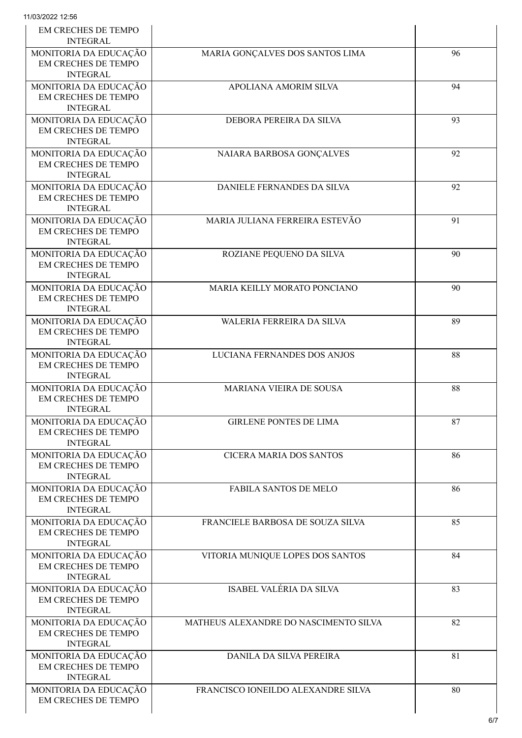| | | |
|---|---|---|
| EM CRECHES DE TEMPO INTEGRAL | | |
| MONITORIA DA EDUCAÇÃO EM CRECHES DE TEMPO INTEGRAL | MARIA GONÇALVES DOS SANTOS LIMA | 96 |
| MONITORIA DA EDUCAÇÃO EM CRECHES DE TEMPO INTEGRAL | APOLIANA AMORIM SILVA | 94 |
| MONITORIA DA EDUCAÇÃO EM CRECHES DE TEMPO INTEGRAL | DEBORA PEREIRA DA SILVA | 93 |
| MONITORIA DA EDUCAÇÃO EM CRECHES DE TEMPO INTEGRAL | NAIARA BARBOSA GONÇALVES | 92 |
| MONITORIA DA EDUCAÇÃO EM CRECHES DE TEMPO INTEGRAL | DANIELE FERNANDES DA SILVA | 92 |
| MONITORIA DA EDUCAÇÃO EM CRECHES DE TEMPO INTEGRAL | MARIA JULIANA FERREIRA ESTEVÃO | 91 |
| MONITORIA DA EDUCAÇÃO EM CRECHES DE TEMPO INTEGRAL | ROZIANE PEQUENO DA SILVA | 90 |
| MONITORIA DA EDUCAÇÃO EM CRECHES DE TEMPO INTEGRAL | MARIA KEILLY MORATO PONCIANO | 90 |
| MONITORIA DA EDUCAÇÃO EM CRECHES DE TEMPO INTEGRAL | WALERIA FERREIRA DA SILVA | 89 |
| MONITORIA DA EDUCAÇÃO EM CRECHES DE TEMPO INTEGRAL | LUCIANA FERNANDES DOS ANJOS | 88 |
| MONITORIA DA EDUCAÇÃO EM CRECHES DE TEMPO INTEGRAL | MARIANA VIEIRA DE SOUSA | 88 |
| MONITORIA DA EDUCAÇÃO EM CRECHES DE TEMPO INTEGRAL | GIRLENE PONTES DE LIMA | 87 |
| MONITORIA DA EDUCAÇÃO EM CRECHES DE TEMPO INTEGRAL | CICERA MARIA DOS SANTOS | 86 |
| MONITORIA DA EDUCAÇÃO EM CRECHES DE TEMPO INTEGRAL | FABILA SANTOS DE MELO | 86 |
| MONITORIA DA EDUCAÇÃO EM CRECHES DE TEMPO INTEGRAL | FRANCIELE BARBOSA DE SOUZA SILVA | 85 |
| MONITORIA DA EDUCAÇÃO EM CRECHES DE TEMPO INTEGRAL | VITORIA MUNIQUE LOPES DOS SANTOS | 84 |
| MONITORIA DA EDUCAÇÃO EM CRECHES DE TEMPO INTEGRAL | ISABEL VALÉRIA DA SILVA | 83 |
| MONITORIA DA EDUCAÇÃO EM CRECHES DE TEMPO INTEGRAL | MATHEUS ALEXANDRE DO NASCIMENTO SILVA | 82 |
| MONITORIA DA EDUCAÇÃO EM CRECHES DE TEMPO INTEGRAL | DANILA DA SILVA PEREIRA | 81 |
| MONITORIA DA EDUCAÇÃO EM CRECHES DE TEMPO | FRANCISCO IONEILDO ALEXANDRE SILVA | 80 |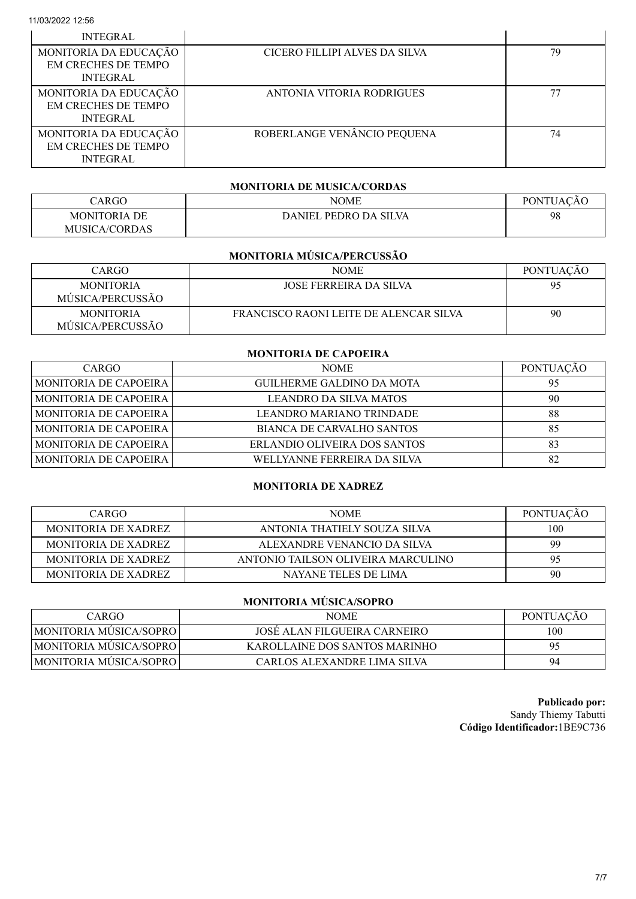| | | |
|---|---|---|
| INTEGRAL | | |
| MONITORIA DA EDUCAÇÃO EM CRECHES DE TEMPO INTEGRAL | CICERO FILLIPI ALVES DA SILVA | 79 |
| MONITORIA DA EDUCAÇÃO EM CRECHES DE TEMPO INTEGRAL | ANTONIA VITORIA RODRIGUES | 77 |
| MONITORIA DA EDUCAÇÃO EM CRECHES DE TEMPO INTEGRAL | ROBERLANGE VENÂNCIO PEQUENA | 74 |

**MONITORIA DE MUSICA/CORDAS**

| CARGO | NOME | PONTUAÇÃO |
|---|---|---|
| MONITORIA DE MUSICA/CORDAS | DANIEL PEDRO DA SILVA | 98 |

**MONITORIA MÚSICA/PERCUSSÃO**

| CARGO | NOME | PONTUAÇÃO |
|---|---|---|
| MONITORIA MÚSICA/PERCUSSÃO | JOSE FERREIRA DA SILVA | 95 |
| MONITORIA MÚSICA/PERCUSSÃO | FRANCISCO RAONI LEITE DE ALENCAR SILVA | 90 |

**MONITORIA DE CAPOEIRA**

| CARGO | NOME | PONTUAÇÃO |
|---|---|---|
| MONITORIA DE CAPOEIRA | GUILHERME GALDINO DA MOTA | 95 |
| MONITORIA DE CAPOEIRA | LEANDRO DA SILVA MATOS | 90 |
| MONITORIA DE CAPOEIRA | LEANDRO MARIANO TRINDADE | 88 |
| MONITORIA DE CAPOEIRA | BIANCA DE CARVALHO SANTOS | 85 |
| MONITORIA DE CAPOEIRA | ERLANDIO OLIVEIRA DOS SANTOS | 83 |
| MONITORIA DE CAPOEIRA | WELLYANNE FERREIRA DA SILVA | 82 |

**MONITORIA DE XADREZ**

| CARGO | NOME | PONTUAÇÃO |
|---|---|---|
| MONITORIA DE XADREZ | ANTONIA THATIELY SOUZA SILVA | 100 |
| MONITORIA DE XADREZ | ALEXANDRE VENANCIO DA SILVA | 99 |
| MONITORIA DE XADREZ | ANTONIO TAILSON OLIVEIRA MARCULINO | 95 |
| MONITORIA DE XADREZ | NAYANE TELES DE LIMA | 90 |

**MONITORIA MÚSICA/SOPRO**

| CARGO | NOME | PONTUAÇÃO |
|---|---|---|
| MONITORIA MÚSICA/SOPRO | JOSÉ ALAN FILGUEIRA CARNEIRO | 100 |
| MONITORIA MÚSICA/SOPRO | KAROLLAINE DOS SANTOS MARINHO | 95 |
| MONITORIA MÚSICA/SOPRO | CARLOS ALEXANDRE LIMA SILVA | 94 |

**Publicado por:**
Sandy Thiemy Tabutti
**Código Identificador:**1BE9C736